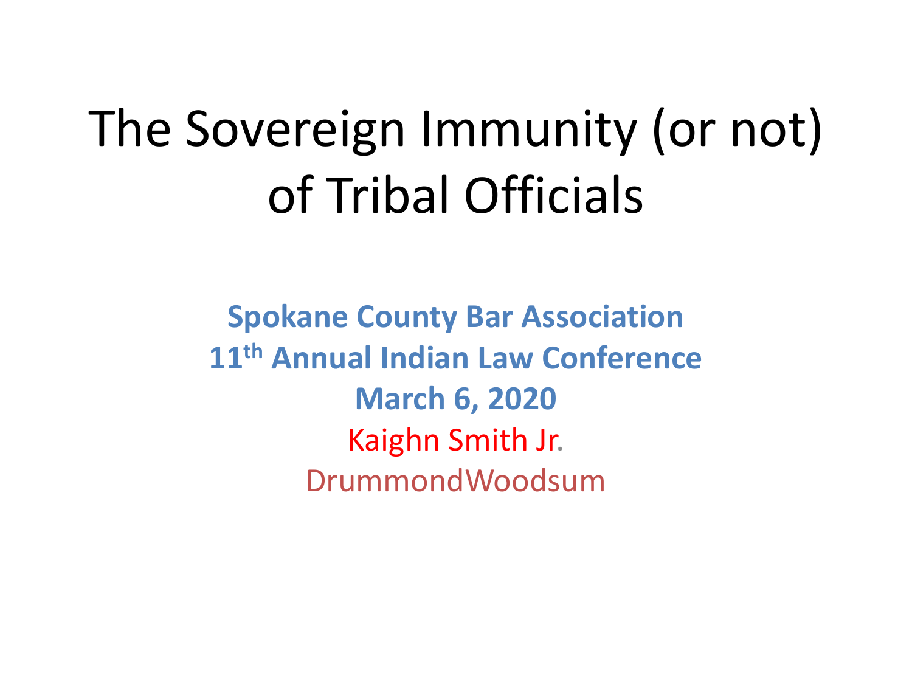# The Sovereign Immunity (or not) of Tribal Officials

**Spokane County Bar Association**
**11th Annual Indian Law Conference**
**March 6, 2020**

Kaighn Smith Jr.
DrummondWoodsum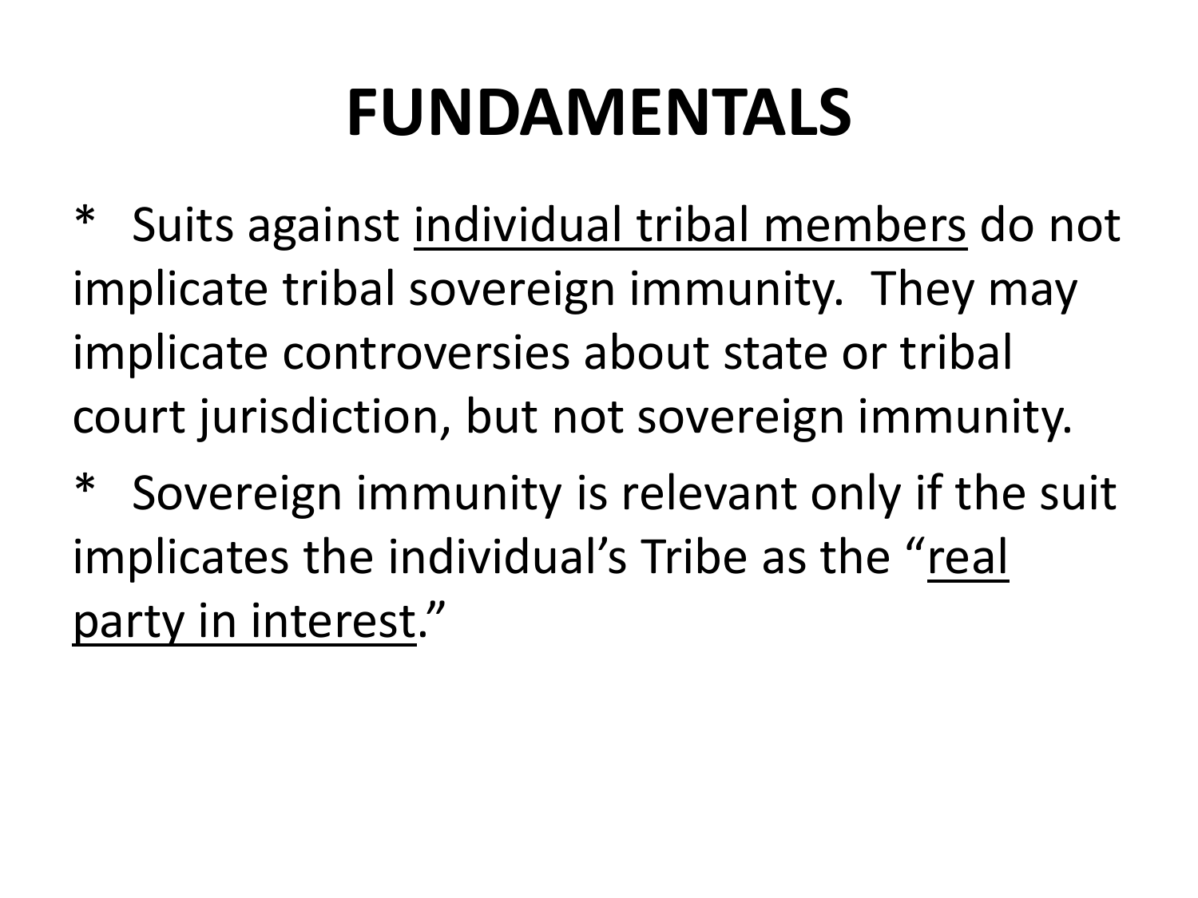# FUNDAMENTALS

* Suits against <u>individual tribal members</u> do not implicate tribal sovereign immunity. They may implicate controversies about state or tribal court jurisdiction, but not sovereign immunity.

* Sovereign immunity is relevant only if the suit implicates the individual's Tribe as the "<u>real party in interest</u>."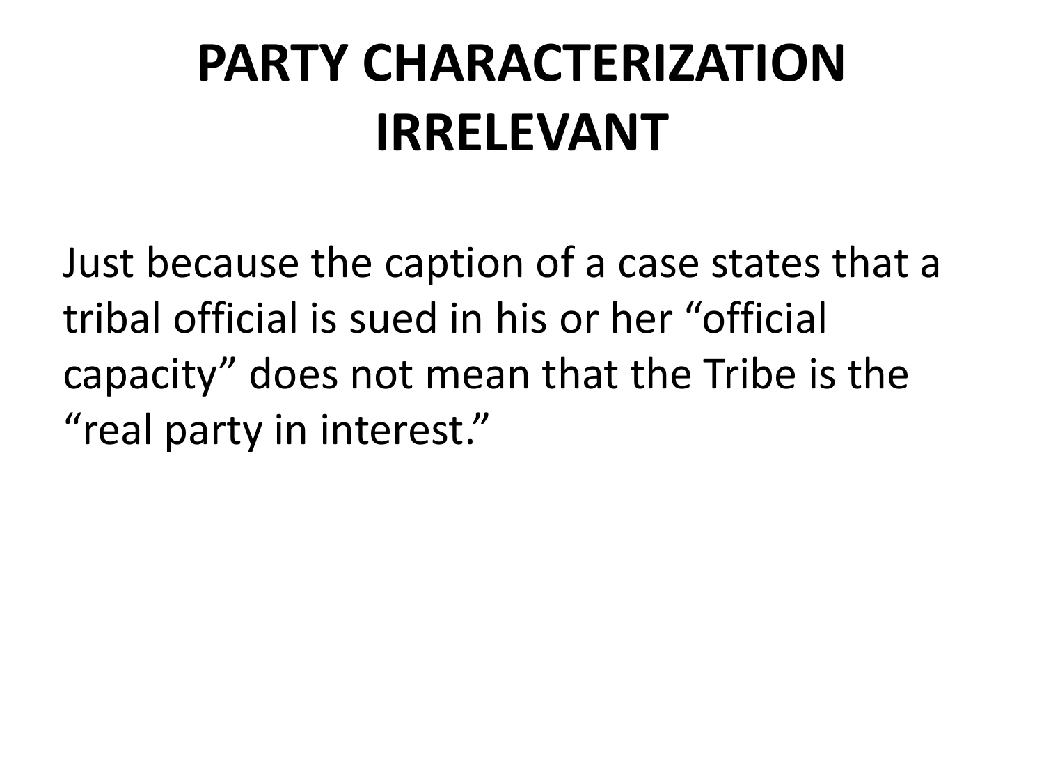# PARTY CHARACTERIZATION IRRELEVANT

Just because the caption of a case states that a tribal official is sued in his or her “official capacity” does not mean that the Tribe is the “real party in interest.”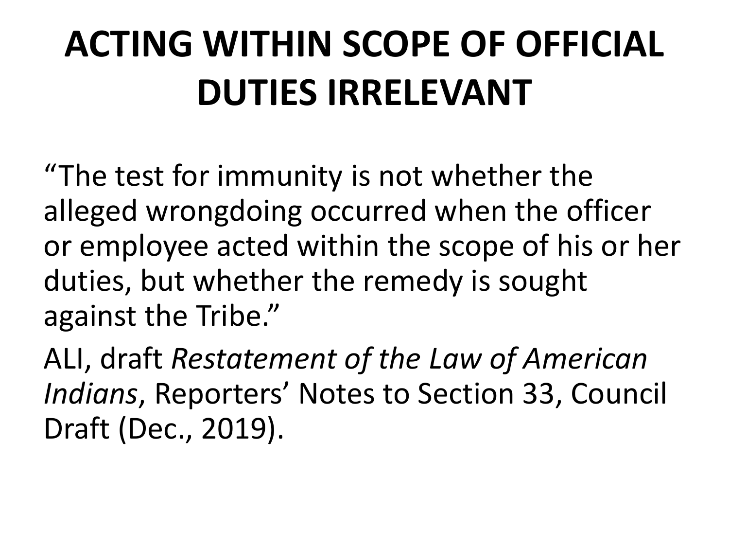# ACTING WITHIN SCOPE OF OFFICIAL DUTIES IRRELEVANT

"The test for immunity is not whether the alleged wrongdoing occurred when the officer or employee acted within the scope of his or her duties, but whether the remedy is sought against the Tribe."

ALI, draft *Restatement of the Law of American Indians*, Reporters' Notes to Section 33, Council Draft (Dec., 2019).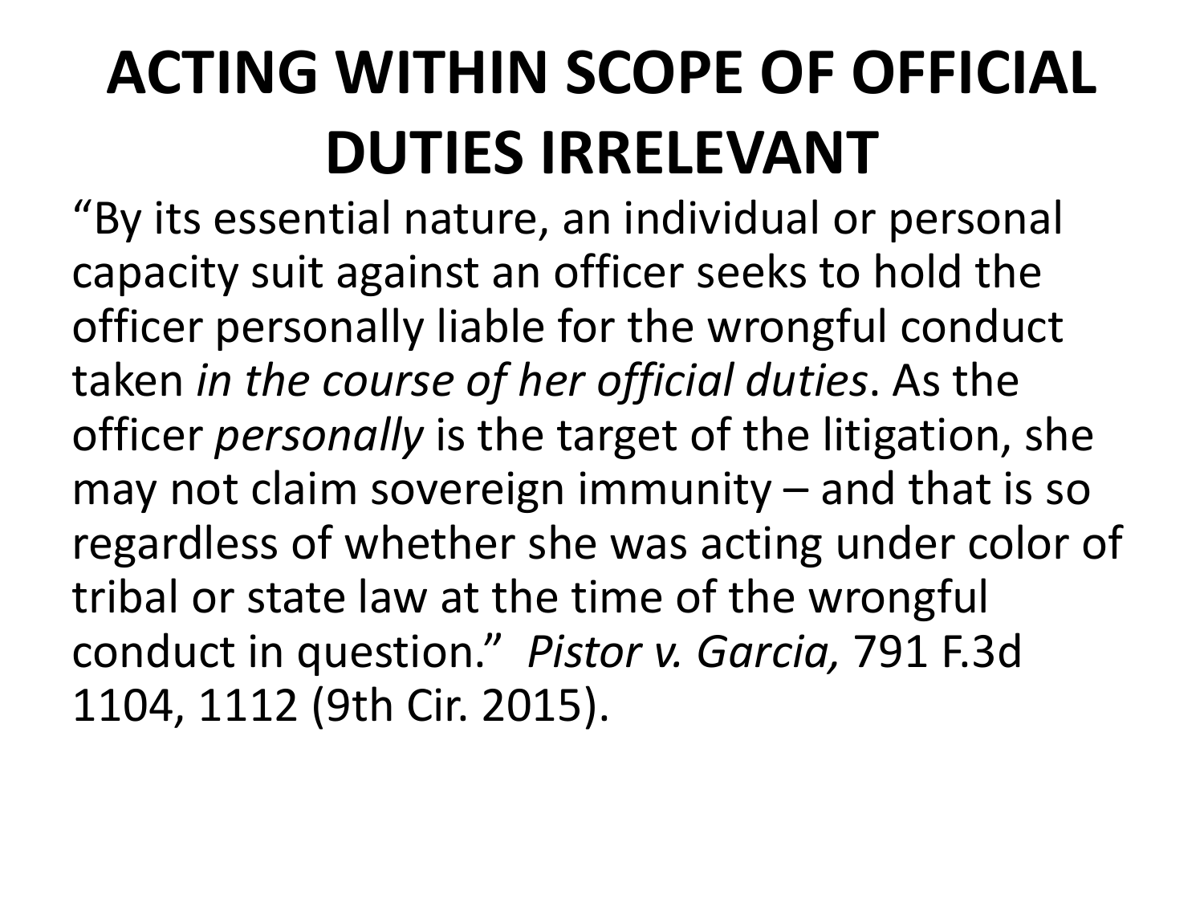# ACTING WITHIN SCOPE OF OFFICIAL DUTIES IRRELEVANT

"By its essential nature, an individual or personal capacity suit against an officer seeks to hold the officer personally liable for the wrongful conduct taken *in the course of her official duties*. As the officer *personally* is the target of the litigation, she may not claim sovereign immunity – and that is so regardless of whether she was acting under color of tribal or state law at the time of the wrongful conduct in question." *Pistor v. Garcia,* 791 F.3d 1104, 1112 (9th Cir. 2015).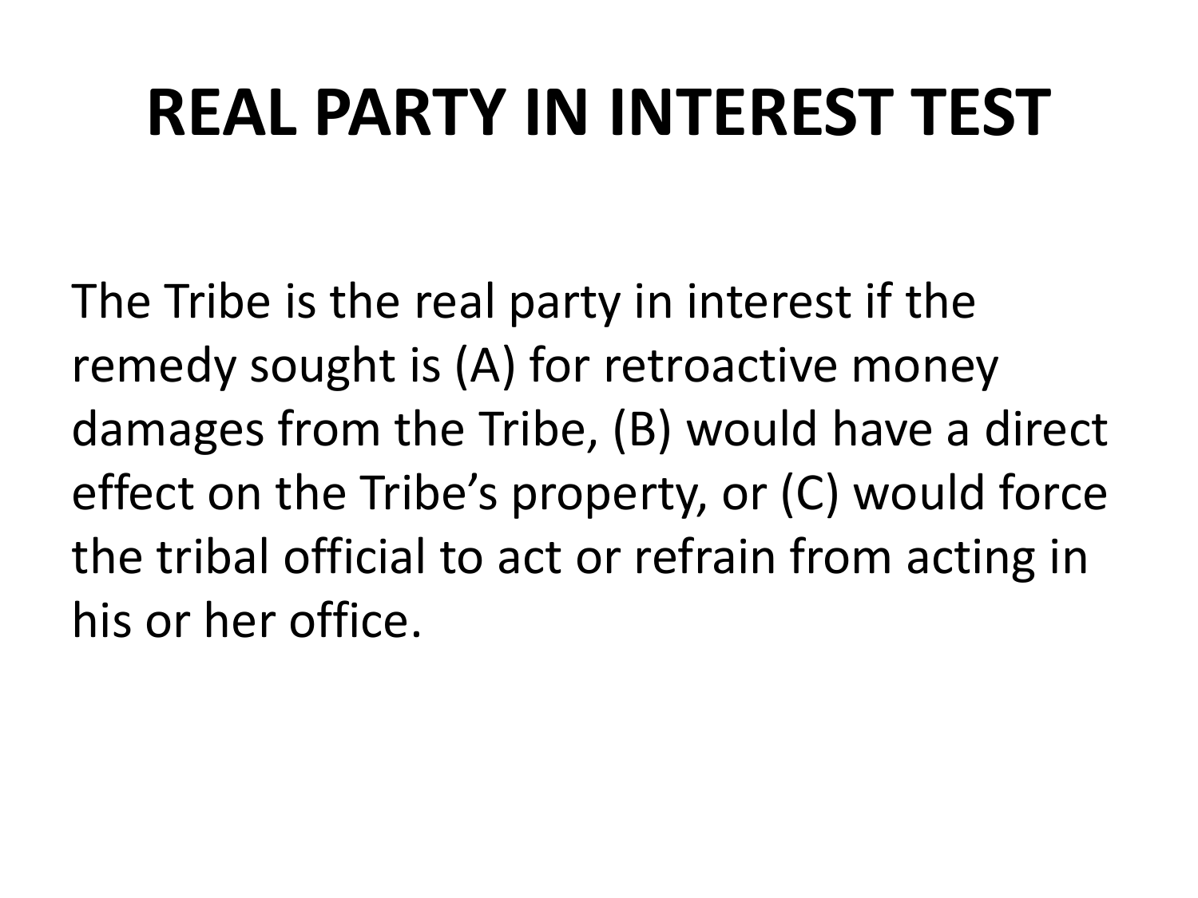# REAL PARTY IN INTEREST TEST

The Tribe is the real party in interest if the remedy sought is (A) for retroactive money damages from the Tribe, (B) would have a direct effect on the Tribe's property, or (C) would force the tribal official to act or refrain from acting in his or her office.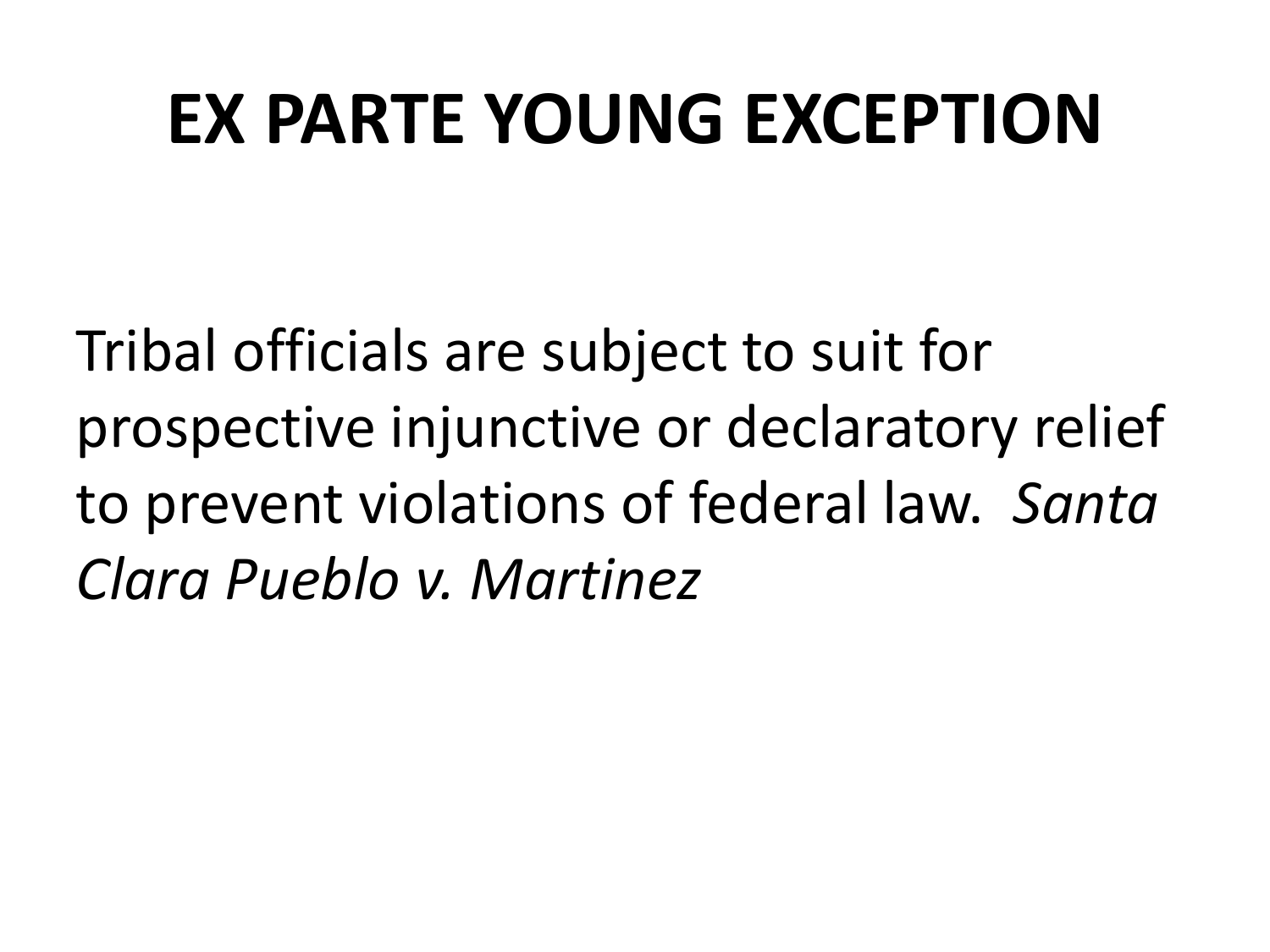# EX PARTE YOUNG EXCEPTION

Tribal officials are subject to suit for prospective injunctive or declaratory relief to prevent violations of federal law. *Santa Clara Pueblo v. Martinez*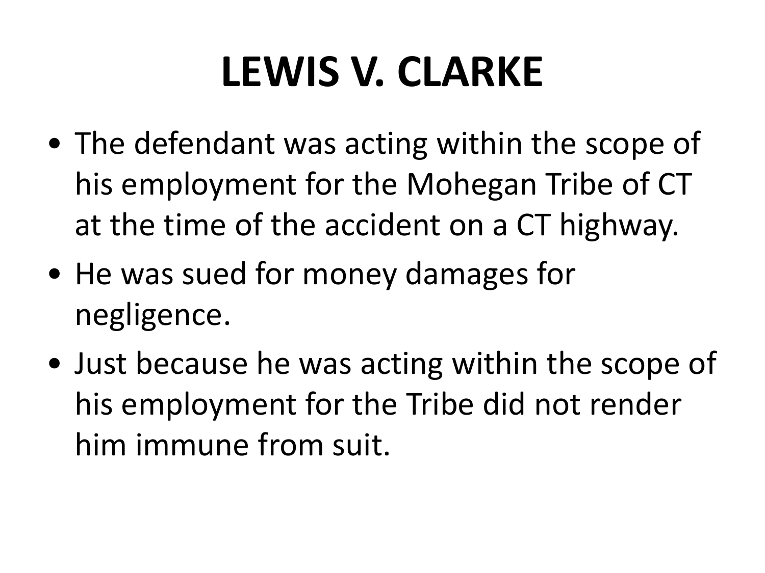# LEWIS V. CLARKE

- The defendant was acting within the scope of his employment for the Mohegan Tribe of CT at the time of the accident on a CT highway.
- He was sued for money damages for negligence.
- Just because he was acting within the scope of his employment for the Tribe did not render him immune from suit.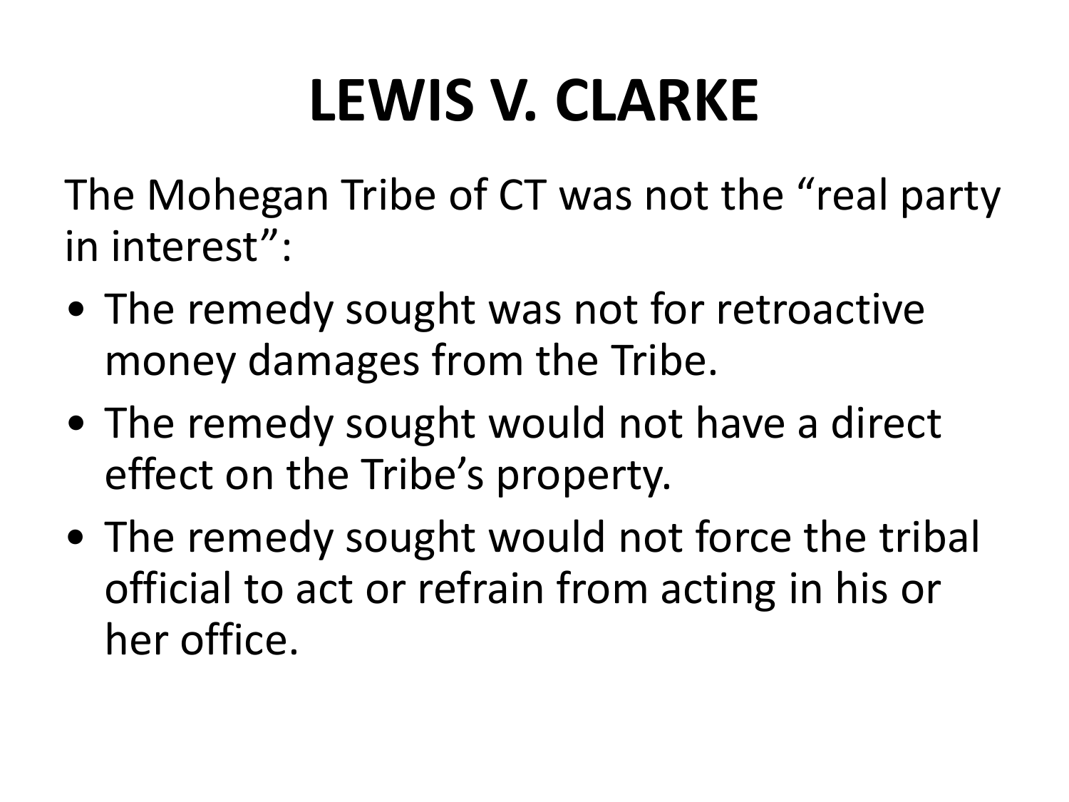# LEWIS V. CLARKE

The Mohegan Tribe of CT was not the "real party in interest":

- The remedy sought was not for retroactive money damages from the Tribe.
- The remedy sought would not have a direct effect on the Tribe's property.
- The remedy sought would not force the tribal official to act or refrain from acting in his or her office.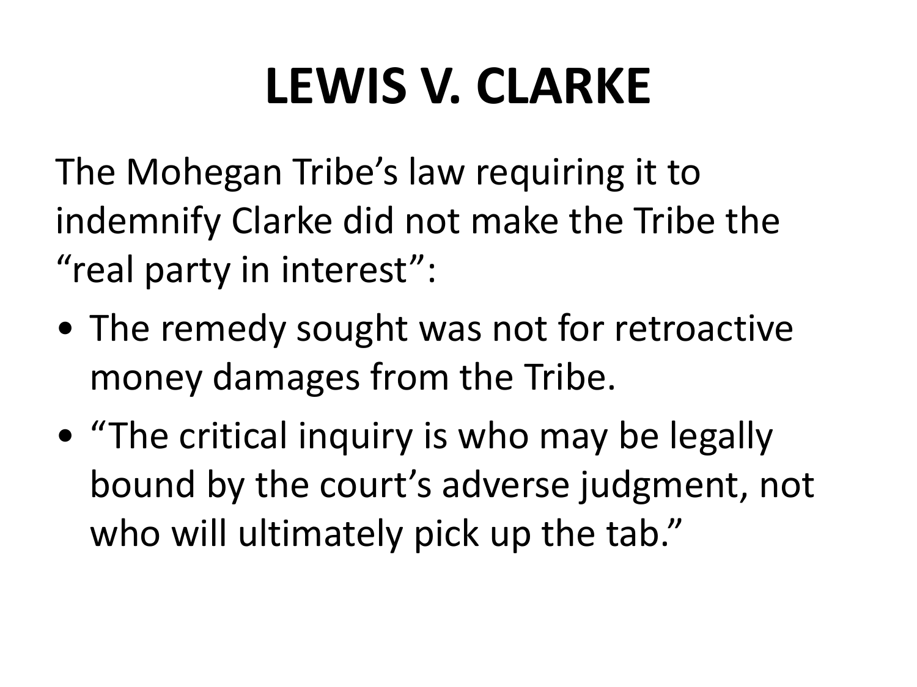# LEWIS V. CLARKE

The Mohegan Tribe’s law requiring it to indemnify Clarke did not make the Tribe the “real party in interest”:

- The remedy sought was not for retroactive money damages from the Tribe.
- “The critical inquiry is who may be legally bound by the court’s adverse judgment, not who will ultimately pick up the tab.”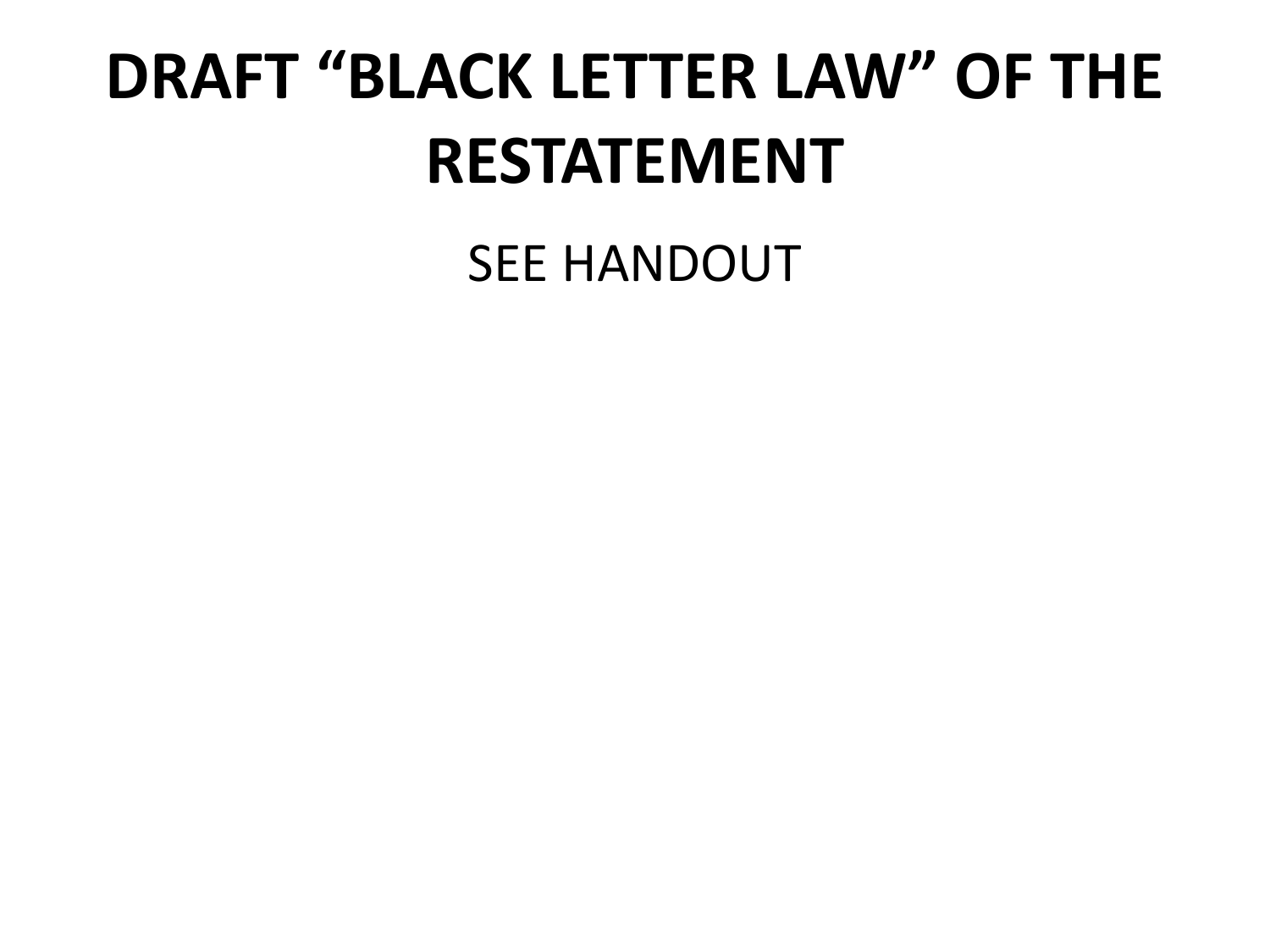# DRAFT “BLACK LETTER LAW” OF THE RESTATEMENT

SEE HANDOUT